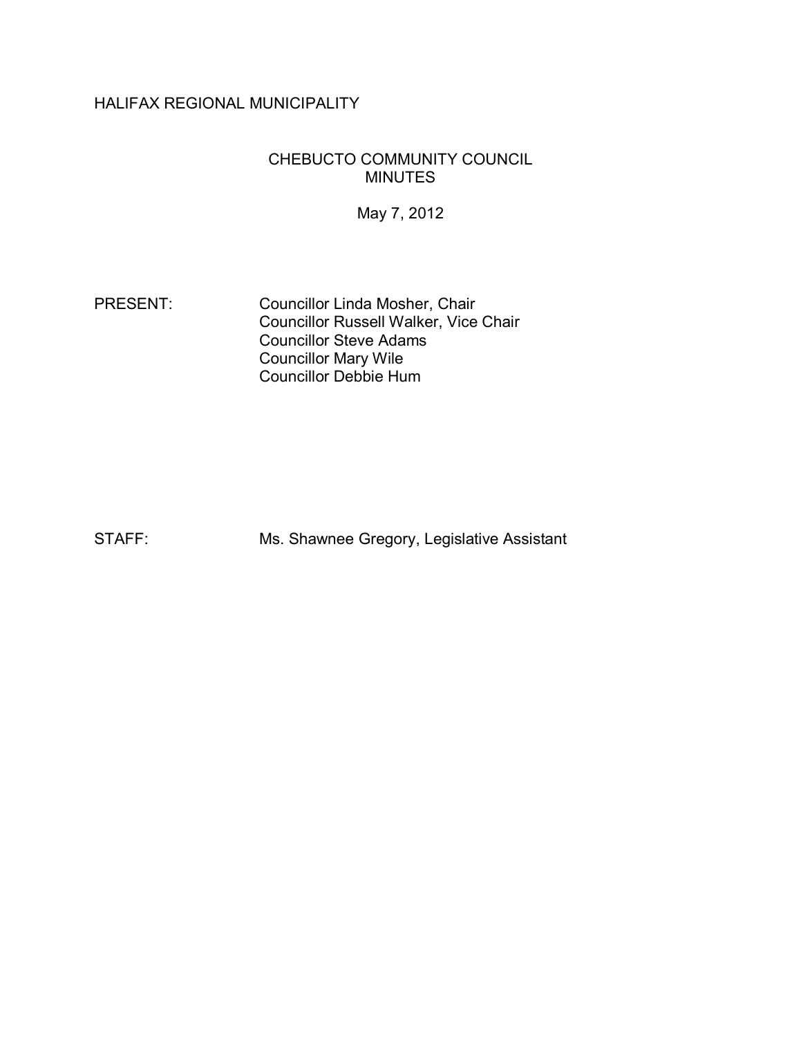HALIFAX REGIONAL MUNICIPALITY

# CHEBUCTO COMMUNITY COUNCIL MINUTES

May 7, 2012

PRESENT: Councillor Linda Mosher, Chair
Councillor Russell Walker, Vice Chair
Councillor Steve Adams
Councillor Mary Wile
Councillor Debbie Hum

STAFF: Ms. Shawnee Gregory, Legislative Assistant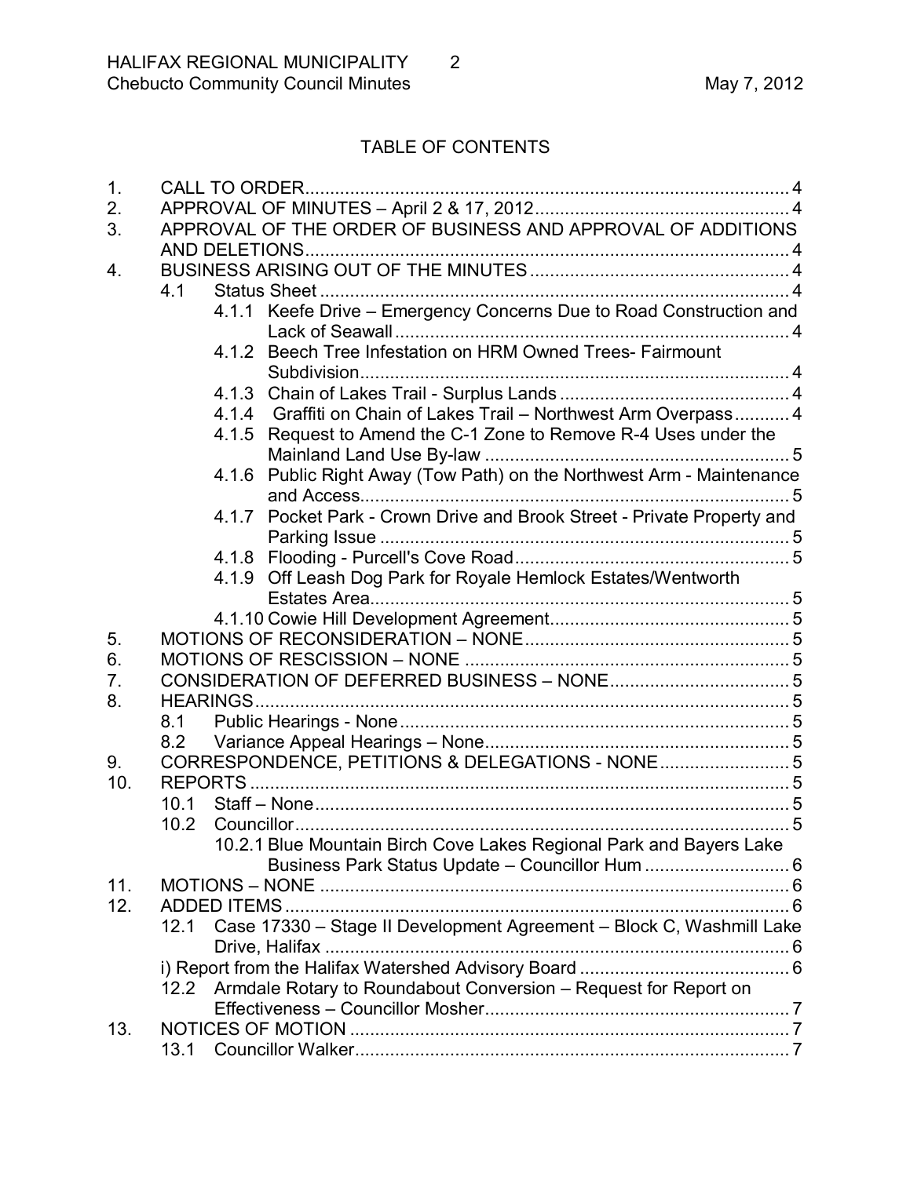## TABLE OF CONTENTS

1. CALL TO ORDER .......... 4
2. APPROVAL OF MINUTES – April 2 & 17, 2012 .......... 4
3. APPROVAL OF THE ORDER OF BUSINESS AND APPROVAL OF ADDITIONS AND DELETIONS .......... 4
4. BUSINESS ARISING OUT OF THE MINUTES .......... 4
   - 4.1 Status Sheet .......... 4
     - 4.1.1 Keefe Drive – Emergency Concerns Due to Road Construction and Lack of Seawall .......... 4
     - 4.1.2 Beech Tree Infestation on HRM Owned Trees- Fairmount Subdivision .......... 4
     - 4.1.3 Chain of Lakes Trail - Surplus Lands .......... 4
     - 4.1.4 Graffiti on Chain of Lakes Trail – Northwest Arm Overpass .......... 4
     - 4.1.5 Request to Amend the C-1 Zone to Remove R-4 Uses under the Mainland Land Use By-law .......... 5
     - 4.1.6 Public Right Away (Tow Path) on the Northwest Arm - Maintenance and Access .......... 5
     - 4.1.7 Pocket Park - Crown Drive and Brook Street - Private Property and Parking Issue .......... 5
     - 4.1.8 Flooding - Purcell's Cove Road .......... 5
     - 4.1.9 Off Leash Dog Park for Royale Hemlock Estates/Wentworth Estates Area .......... 5
     - 4.1.10 Cowie Hill Development Agreement .......... 5
5. MOTIONS OF RECONSIDERATION – NONE .......... 5
6. MOTIONS OF RESCISSION – NONE .......... 5
7. CONSIDERATION OF DEFERRED BUSINESS – NONE .......... 5
8. HEARINGS .......... 5
   - 8.1 Public Hearings - None .......... 5
   - 8.2 Variance Appeal Hearings – None .......... 5
9. CORRESPONDENCE, PETITIONS & DELEGATIONS - NONE .......... 5
10. REPORTS .......... 5
    - 10.1 Staff – None .......... 5
    - 10.2 Councillor .......... 5
      - 10.2.1 Blue Mountain Birch Cove Lakes Regional Park and Bayers Lake Business Park Status Update – Councillor Hum .......... 6
11. MOTIONS – NONE .......... 6
12. ADDED ITEMS .......... 6
    - 12.1 Case 17330 – Stage II Development Agreement – Block C, Washmill Lake Drive, Halifax .......... 6
    - i) Report from the Halifax Watershed Advisory Board .......... 6
    - 12.2 Armdale Rotary to Roundabout Conversion – Request for Report on Effectiveness – Councillor Mosher .......... 7
13. NOTICES OF MOTION .......... 7
    - 13.1 Councillor Walker .......... 7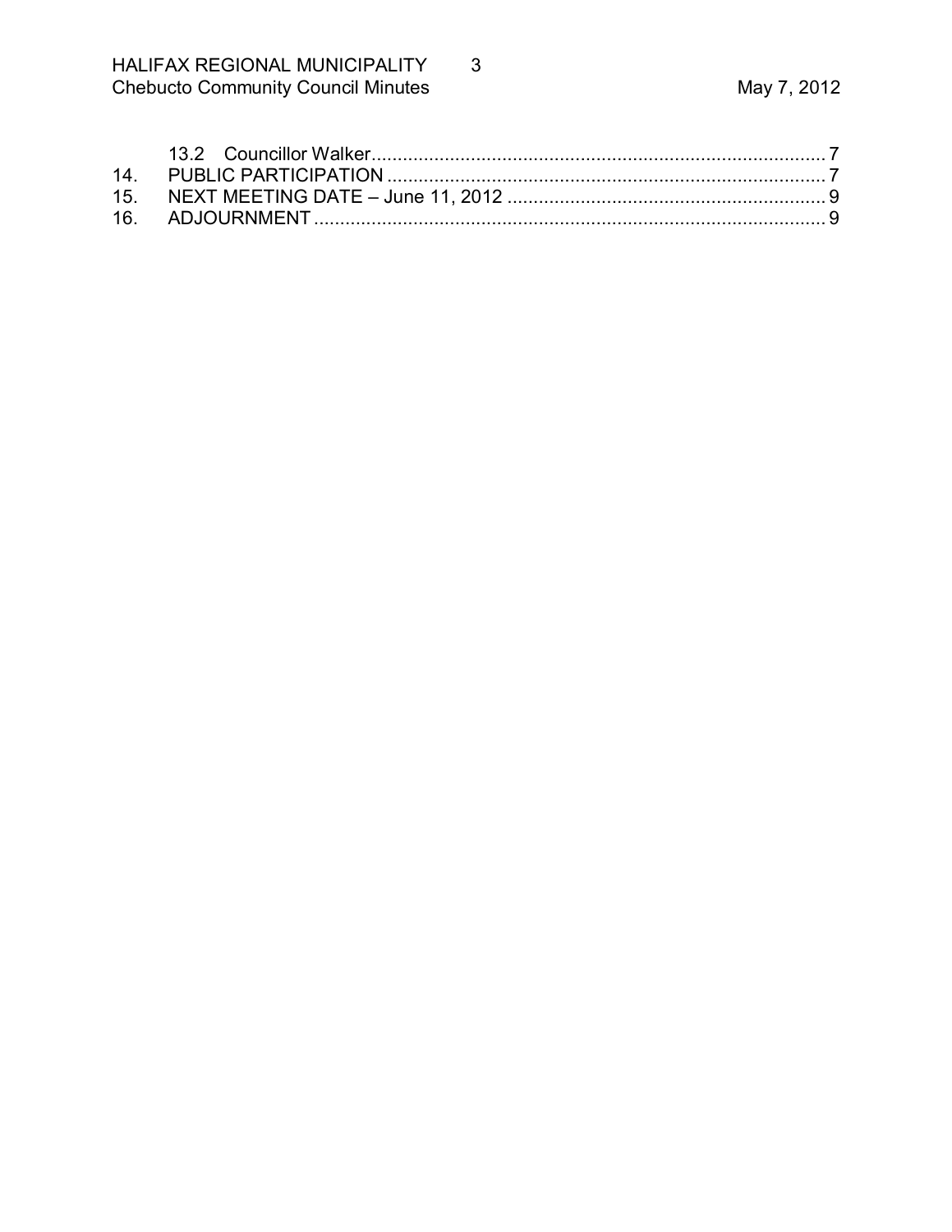13.2 Councillor Walker ........................................................................................ 7
14. PUBLIC PARTICIPATION ....................................................................................... 7
15. NEXT MEETING DATE – June 11, 2012 ................................................................. 9
16. ADJOURNMENT ...................................................................................................... 9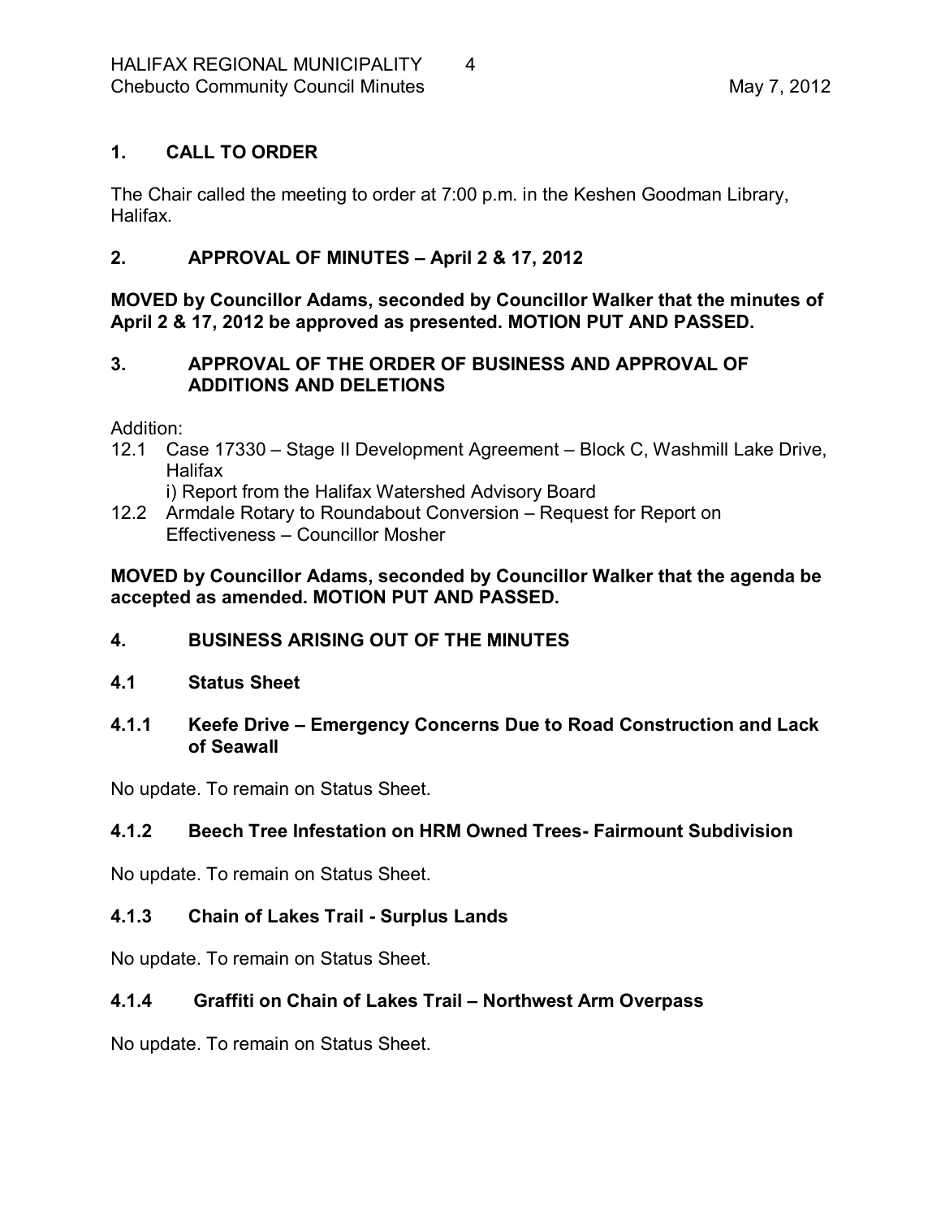## 1. CALL TO ORDER

The Chair called the meeting to order at 7:00 p.m. in the Keshen Goodman Library, Halifax.

## 2. APPROVAL OF MINUTES – April 2 & 17, 2012

**MOVED by Councillor Adams, seconded by Councillor Walker that the minutes of April 2 & 17, 2012 be approved as presented. MOTION PUT AND PASSED.**

## 3. APPROVAL OF THE ORDER OF BUSINESS AND APPROVAL OF ADDITIONS AND DELETIONS

Addition:

12.1 Case 17330 – Stage II Development Agreement – Block C, Washmill Lake Drive, Halifax
  i) Report from the Halifax Watershed Advisory Board

12.2 Armdale Rotary to Roundabout Conversion – Request for Report on Effectiveness – Councillor Mosher

**MOVED by Councillor Adams, seconded by Councillor Walker that the agenda be accepted as amended. MOTION PUT AND PASSED.**

## 4. BUSINESS ARISING OUT OF THE MINUTES

### 4.1 Status Sheet

#### 4.1.1 Keefe Drive – Emergency Concerns Due to Road Construction and Lack of Seawall

No update. To remain on Status Sheet.

#### 4.1.2 Beech Tree Infestation on HRM Owned Trees- Fairmount Subdivision

No update. To remain on Status Sheet.

#### 4.1.3 Chain of Lakes Trail - Surplus Lands

No update. To remain on Status Sheet.

#### 4.1.4 Graffiti on Chain of Lakes Trail – Northwest Arm Overpass

No update. To remain on Status Sheet.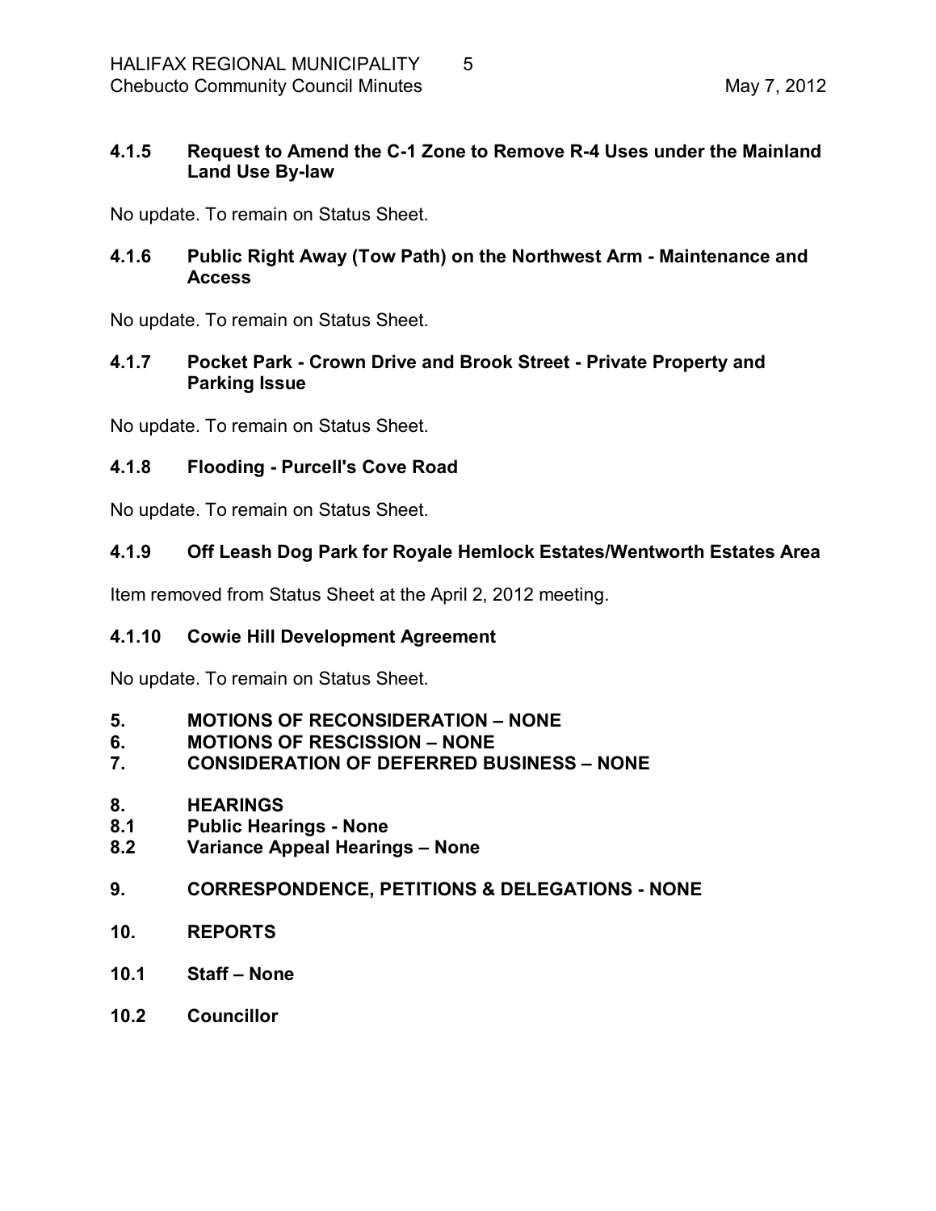### 4.1.5 Request to Amend the C-1 Zone to Remove R-4 Uses under the Mainland Land Use By-law

No update. To remain on Status Sheet.

### 4.1.6 Public Right Away (Tow Path) on the Northwest Arm - Maintenance and Access

No update. To remain on Status Sheet.

### 4.1.7 Pocket Park - Crown Drive and Brook Street - Private Property and Parking Issue

No update. To remain on Status Sheet.

### 4.1.8 Flooding - Purcell's Cove Road

No update. To remain on Status Sheet.

### 4.1.9 Off Leash Dog Park for Royale Hemlock Estates/Wentworth Estates Area

Item removed from Status Sheet at the April 2, 2012 meeting.

### 4.1.10 Cowie Hill Development Agreement

No update. To remain on Status Sheet.

## 5. MOTIONS OF RECONSIDERATION – NONE
## 6. MOTIONS OF RESCISSION – NONE
## 7. CONSIDERATION OF DEFERRED BUSINESS – NONE

## 8. HEARINGS
### 8.1 Public Hearings - None
### 8.2 Variance Appeal Hearings – None

## 9. CORRESPONDENCE, PETITIONS & DELEGATIONS - NONE

## 10. REPORTS

### 10.1 Staff – None

### 10.2 Councillor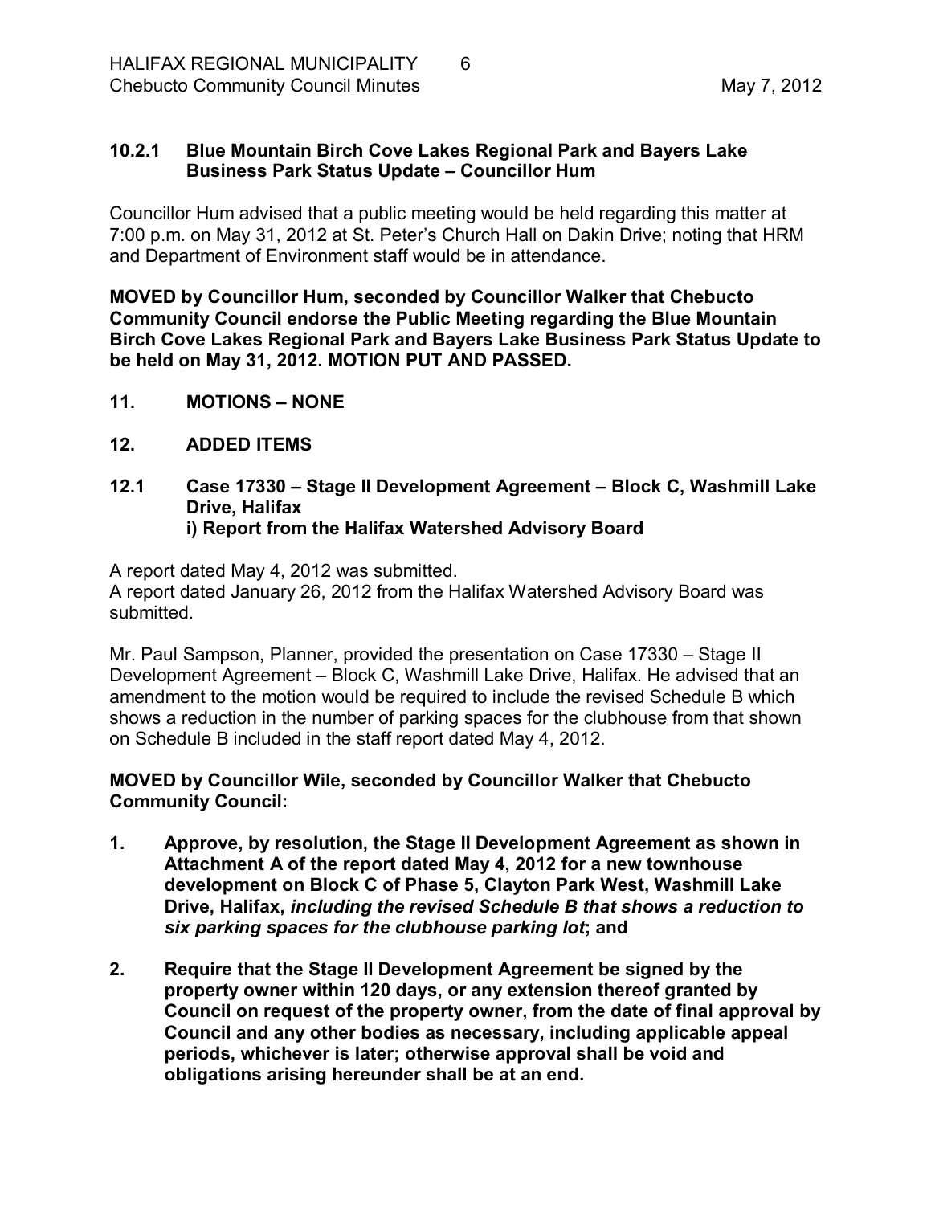### 10.2.1 Blue Mountain Birch Cove Lakes Regional Park and Bayers Lake Business Park Status Update – Councillor Hum

Councillor Hum advised that a public meeting would be held regarding this matter at 7:00 p.m. on May 31, 2012 at St. Peter's Church Hall on Dakin Drive; noting that HRM and Department of Environment staff would be in attendance.

**MOVED by Councillor Hum, seconded by Councillor Walker that Chebucto Community Council endorse the Public Meeting regarding the Blue Mountain Birch Cove Lakes Regional Park and Bayers Lake Business Park Status Update to be held on May 31, 2012. MOTION PUT AND PASSED.**

## 11. MOTIONS – NONE

## 12. ADDED ITEMS

### 12.1 Case 17330 – Stage II Development Agreement – Block C, Washmill Lake Drive, Halifax
### i) Report from the Halifax Watershed Advisory Board

A report dated May 4, 2012 was submitted.
A report dated January 26, 2012 from the Halifax Watershed Advisory Board was submitted.

Mr. Paul Sampson, Planner, provided the presentation on Case 17330 – Stage II Development Agreement – Block C, Washmill Lake Drive, Halifax. He advised that an amendment to the motion would be required to include the revised Schedule B which shows a reduction in the number of parking spaces for the clubhouse from that shown on Schedule B included in the staff report dated May 4, 2012.

**MOVED by Councillor Wile, seconded by Councillor Walker that Chebucto Community Council:**

1. **Approve, by resolution, the Stage II Development Agreement as shown in Attachment A of the report dated May 4, 2012 for a new townhouse development on Block C of Phase 5, Clayton Park West, Washmill Lake Drive, Halifax, *including the revised Schedule B that shows a reduction to six parking spaces for the clubhouse parking lot*; and**

2. **Require that the Stage II Development Agreement be signed by the property owner within 120 days, or any extension thereof granted by Council on request of the property owner, from the date of final approval by Council and any other bodies as necessary, including applicable appeal periods, whichever is later; otherwise approval shall be void and obligations arising hereunder shall be at an end.**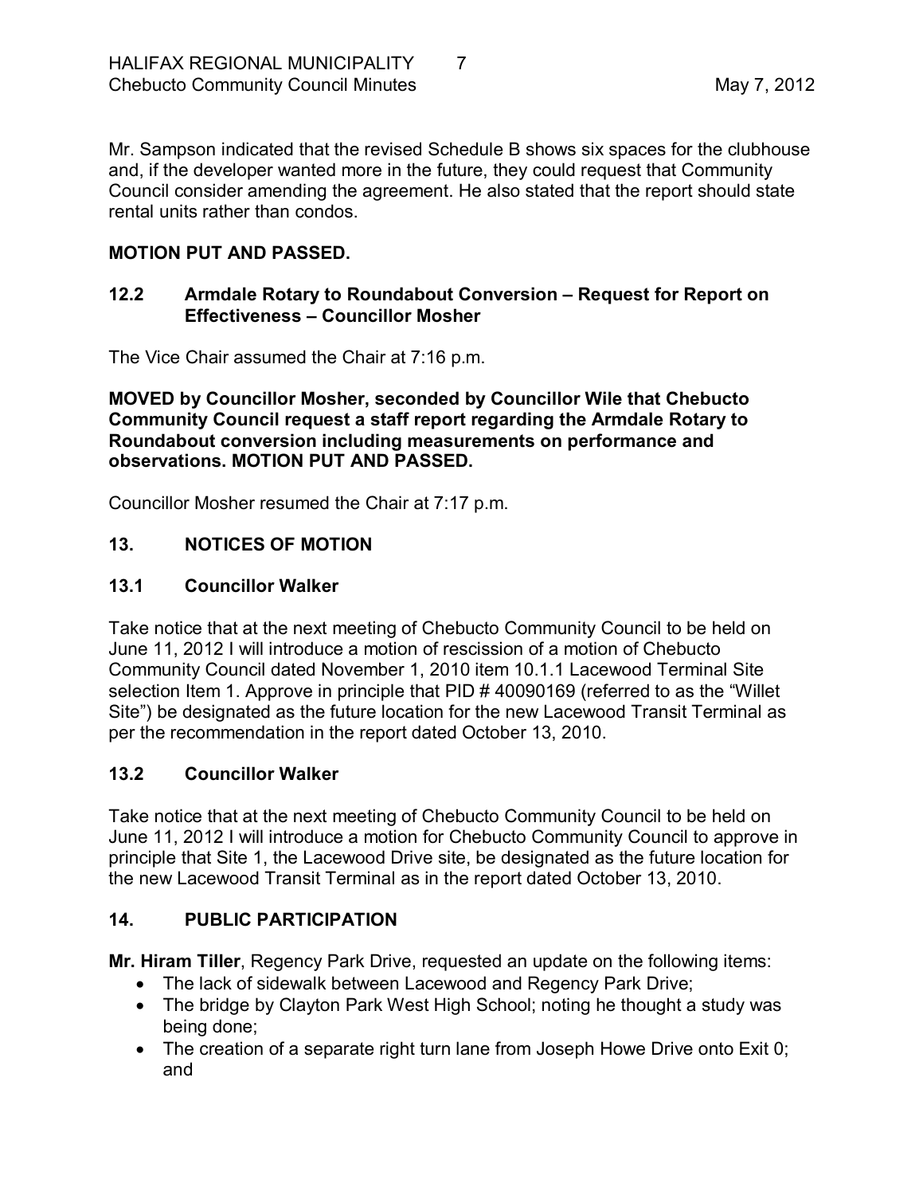Mr. Sampson indicated that the revised Schedule B shows six spaces for the clubhouse and, if the developer wanted more in the future, they could request that Community Council consider amending the agreement. He also stated that the report should state rental units rather than condos.

**MOTION PUT AND PASSED.**

### 12.2 Armdale Rotary to Roundabout Conversion – Request for Report on Effectiveness – Councillor Mosher

The Vice Chair assumed the Chair at 7:16 p.m.

**MOVED by Councillor Mosher, seconded by Councillor Wile that Chebucto Community Council request a staff report regarding the Armdale Rotary to Roundabout conversion including measurements on performance and observations. MOTION PUT AND PASSED.**

Councillor Mosher resumed the Chair at 7:17 p.m.

## 13. NOTICES OF MOTION

### 13.1 Councillor Walker

Take notice that at the next meeting of Chebucto Community Council to be held on June 11, 2012 I will introduce a motion of rescission of a motion of Chebucto Community Council dated November 1, 2010 item 10.1.1 Lacewood Terminal Site selection Item 1. Approve in principle that PID # 40090169 (referred to as the "Willet Site") be designated as the future location for the new Lacewood Transit Terminal as per the recommendation in the report dated October 13, 2010.

### 13.2 Councillor Walker

Take notice that at the next meeting of Chebucto Community Council to be held on June 11, 2012 I will introduce a motion for Chebucto Community Council to approve in principle that Site 1, the Lacewood Drive site, be designated as the future location for the new Lacewood Transit Terminal as in the report dated October 13, 2010.

## 14. PUBLIC PARTICIPATION

**Mr. Hiram Tiller**, Regency Park Drive, requested an update on the following items:

- The lack of sidewalk between Lacewood and Regency Park Drive;
- The bridge by Clayton Park West High School; noting he thought a study was being done;
- The creation of a separate right turn lane from Joseph Howe Drive onto Exit 0; and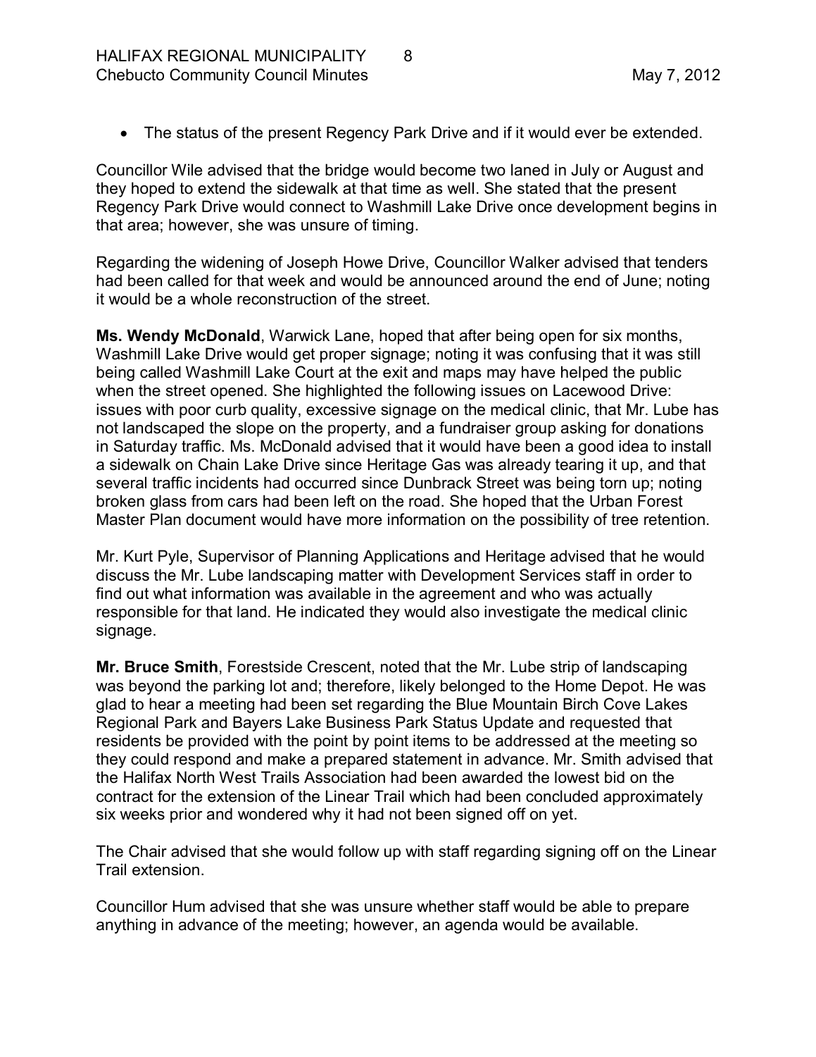- The status of the present Regency Park Drive and if it would ever be extended.

Councillor Wile advised that the bridge would become two laned in July or August and they hoped to extend the sidewalk at that time as well. She stated that the present Regency Park Drive would connect to Washmill Lake Drive once development begins in that area; however, she was unsure of timing.

Regarding the widening of Joseph Howe Drive, Councillor Walker advised that tenders had been called for that week and would be announced around the end of June; noting it would be a whole reconstruction of the street.

**Ms. Wendy McDonald**, Warwick Lane, hoped that after being open for six months, Washmill Lake Drive would get proper signage; noting it was confusing that it was still being called Washmill Lake Court at the exit and maps may have helped the public when the street opened. She highlighted the following issues on Lacewood Drive: issues with poor curb quality, excessive signage on the medical clinic, that Mr. Lube has not landscaped the slope on the property, and a fundraiser group asking for donations in Saturday traffic. Ms. McDonald advised that it would have been a good idea to install a sidewalk on Chain Lake Drive since Heritage Gas was already tearing it up, and that several traffic incidents had occurred since Dunbrack Street was being torn up; noting broken glass from cars had been left on the road. She hoped that the Urban Forest Master Plan document would have more information on the possibility of tree retention.

Mr. Kurt Pyle, Supervisor of Planning Applications and Heritage advised that he would discuss the Mr. Lube landscaping matter with Development Services staff in order to find out what information was available in the agreement and who was actually responsible for that land. He indicated they would also investigate the medical clinic signage.

**Mr. Bruce Smith**, Forestside Crescent, noted that the Mr. Lube strip of landscaping was beyond the parking lot and; therefore, likely belonged to the Home Depot. He was glad to hear a meeting had been set regarding the Blue Mountain Birch Cove Lakes Regional Park and Bayers Lake Business Park Status Update and requested that residents be provided with the point by point items to be addressed at the meeting so they could respond and make a prepared statement in advance. Mr. Smith advised that the Halifax North West Trails Association had been awarded the lowest bid on the contract for the extension of the Linear Trail which had been concluded approximately six weeks prior and wondered why it had not been signed off on yet.

The Chair advised that she would follow up with staff regarding signing off on the Linear Trail extension.

Councillor Hum advised that she was unsure whether staff would be able to prepare anything in advance of the meeting; however, an agenda would be available.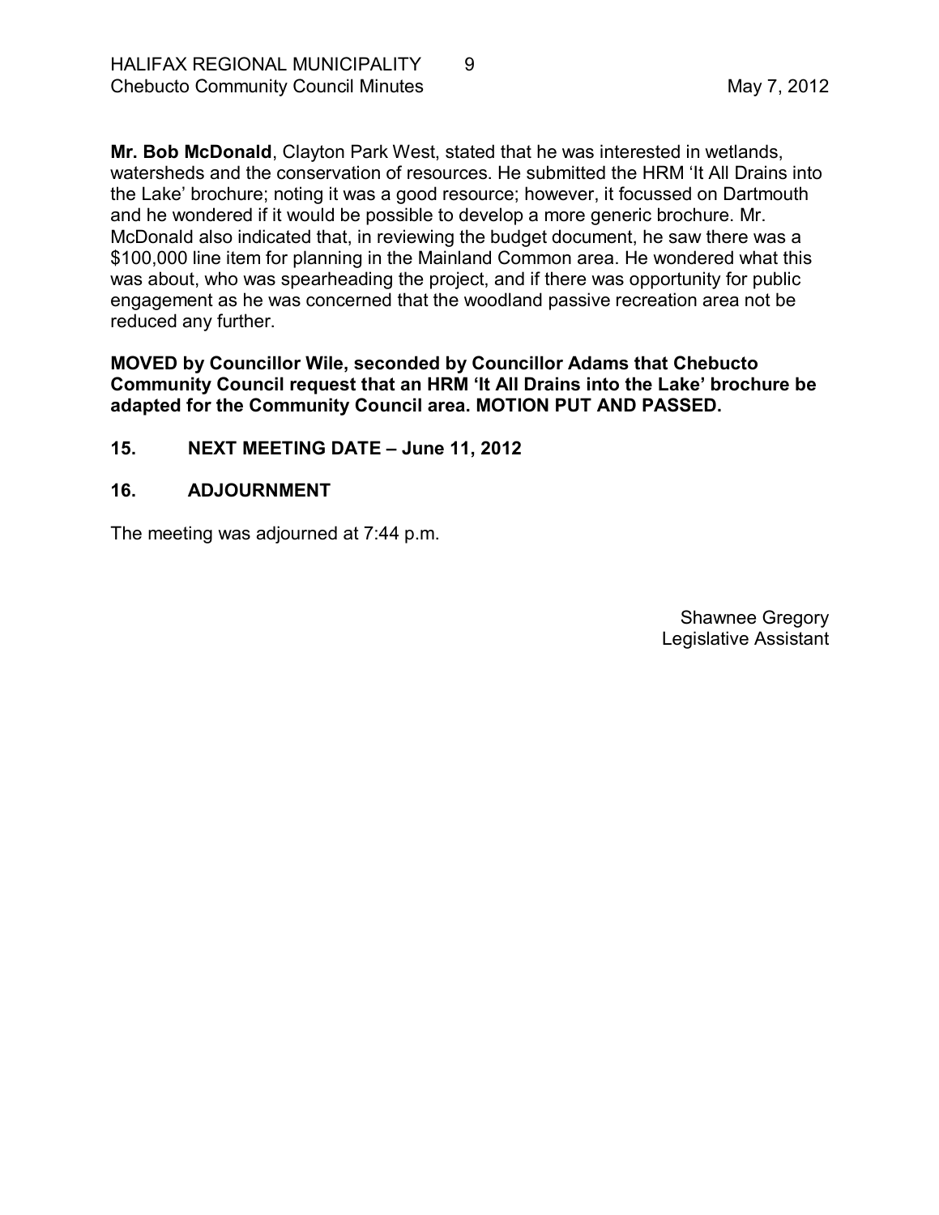**Mr. Bob McDonald**, Clayton Park West, stated that he was interested in wetlands, watersheds and the conservation of resources. He submitted the HRM 'It All Drains into the Lake' brochure; noting it was a good resource; however, it focussed on Dartmouth and he wondered if it would be possible to develop a more generic brochure. Mr. McDonald also indicated that, in reviewing the budget document, he saw there was a $100,000 line item for planning in the Mainland Common area. He wondered what this was about, who was spearheading the project, and if there was opportunity for public engagement as he was concerned that the woodland passive recreation area not be reduced any further.

**MOVED by Councillor Wile, seconded by Councillor Adams that Chebucto Community Council request that an HRM 'It All Drains into the Lake' brochure be adapted for the Community Council area. MOTION PUT AND PASSED.**

## 15. NEXT MEETING DATE – June 11, 2012

## 16. ADJOURNMENT

The meeting was adjourned at 7:44 p.m.

Shawnee Gregory
Legislative Assistant